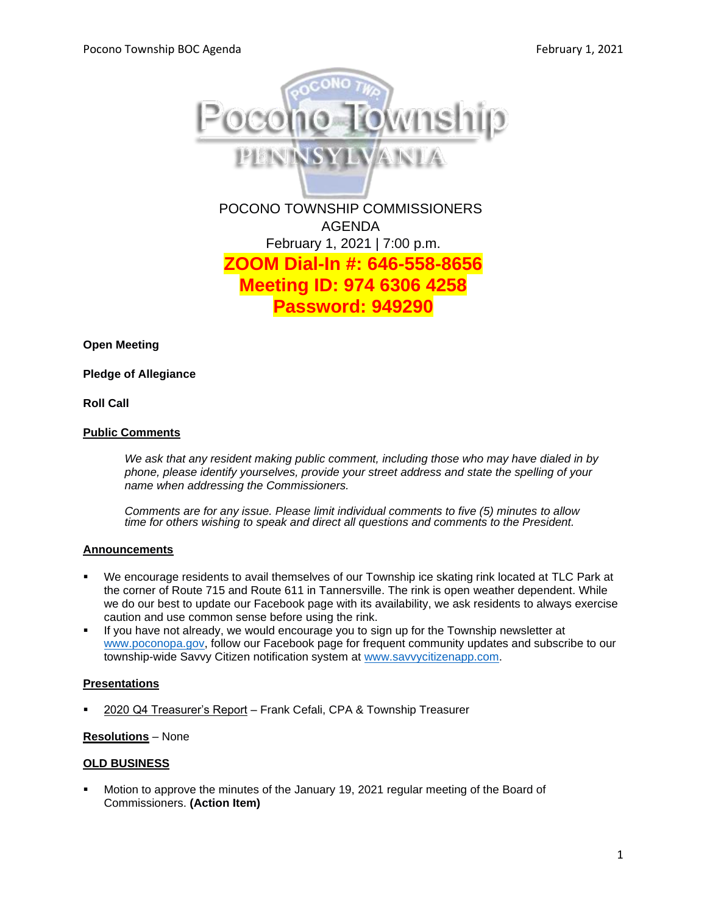POCONO TOWNSHIP COMMISSIONERS
AGENDA
February 1, 2021 | 7:00 p.m.

**ZOOM Dial-In #: 646-558-8656**
**Meeting ID: 974 6306 4258**
**Password: 949290**

**Open Meeting**

**Pledge of Allegiance**

**Roll Call**

## Public Comments

*We ask that any resident making public comment, including those who may have dialed in by phone, please identify yourselves, provide your street address and state the spelling of your name when addressing the Commissioners.*

*Comments are for any issue. Please limit individual comments to five (5) minutes to allow time for others wishing to speak and direct all questions and comments to the President.*

## Announcements

- We encourage residents to avail themselves of our Township ice skating rink located at TLC Park at the corner of Route 715 and Route 611 in Tannersville. The rink is open weather dependent. While we do our best to update our Facebook page with its availability, we ask residents to always exercise caution and use common sense before using the rink.
- If you have not already, we would encourage you to sign up for the Township newsletter at www.poconopa.gov, follow our Facebook page for frequent community updates and subscribe to our township-wide Savvy Citizen notification system at www.savvycitizenapp.com.

## Presentations

- 2020 Q4 Treasurer's Report – Frank Cefali, CPA & Township Treasurer

**Resolutions** – None

## OLD BUSINESS

- Motion to approve the minutes of the January 19, 2021 regular meeting of the Board of Commissioners. **(Action Item)**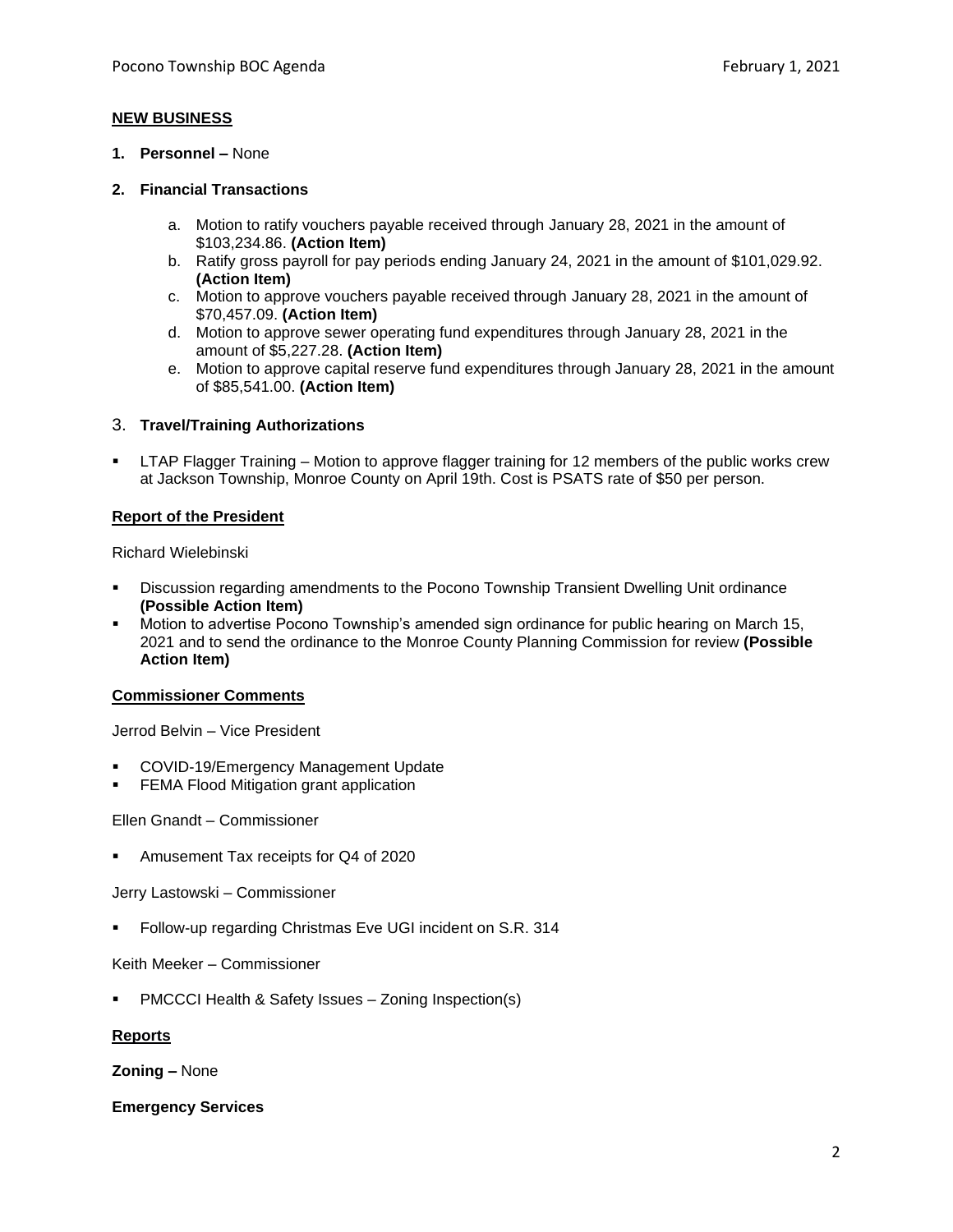## NEW BUSINESS

1. **Personnel –** None

2. **Financial Transactions**

   a. Motion to ratify vouchers payable received through January 28, 2021 in the amount of $103,234.86. **(Action Item)**
   b. Ratify gross payroll for pay periods ending January 24, 2021 in the amount of $101,029.92. **(Action Item)**
   c. Motion to approve vouchers payable received through January 28, 2021 in the amount of $70,457.09. **(Action Item)**
   d. Motion to approve sewer operating fund expenditures through January 28, 2021 in the amount of $5,227.28. **(Action Item)**
   e. Motion to approve capital reserve fund expenditures through January 28, 2021 in the amount of $85,541.00. **(Action Item)**

3. **Travel/Training Authorizations**

- LTAP Flagger Training – Motion to approve flagger training for 12 members of the public works crew at Jackson Township, Monroe County on April 19th. Cost is PSATS rate of $50 per person.

## Report of the President

Richard Wielebinski

- Discussion regarding amendments to the Pocono Township Transient Dwelling Unit ordinance **(Possible Action Item)**
- Motion to advertise Pocono Township's amended sign ordinance for public hearing on March 15, 2021 and to send the ordinance to the Monroe County Planning Commission for review **(Possible Action Item)**

## Commissioner Comments

Jerrod Belvin – Vice President

- COVID-19/Emergency Management Update
- FEMA Flood Mitigation grant application

Ellen Gnandt – Commissioner

- Amusement Tax receipts for Q4 of 2020

Jerry Lastowski – Commissioner

- Follow-up regarding Christmas Eve UGI incident on S.R. 314

Keith Meeker – Commissioner

- PMCCCI Health & Safety Issues – Zoning Inspection(s)

## Reports

**Zoning –** None

**Emergency Services**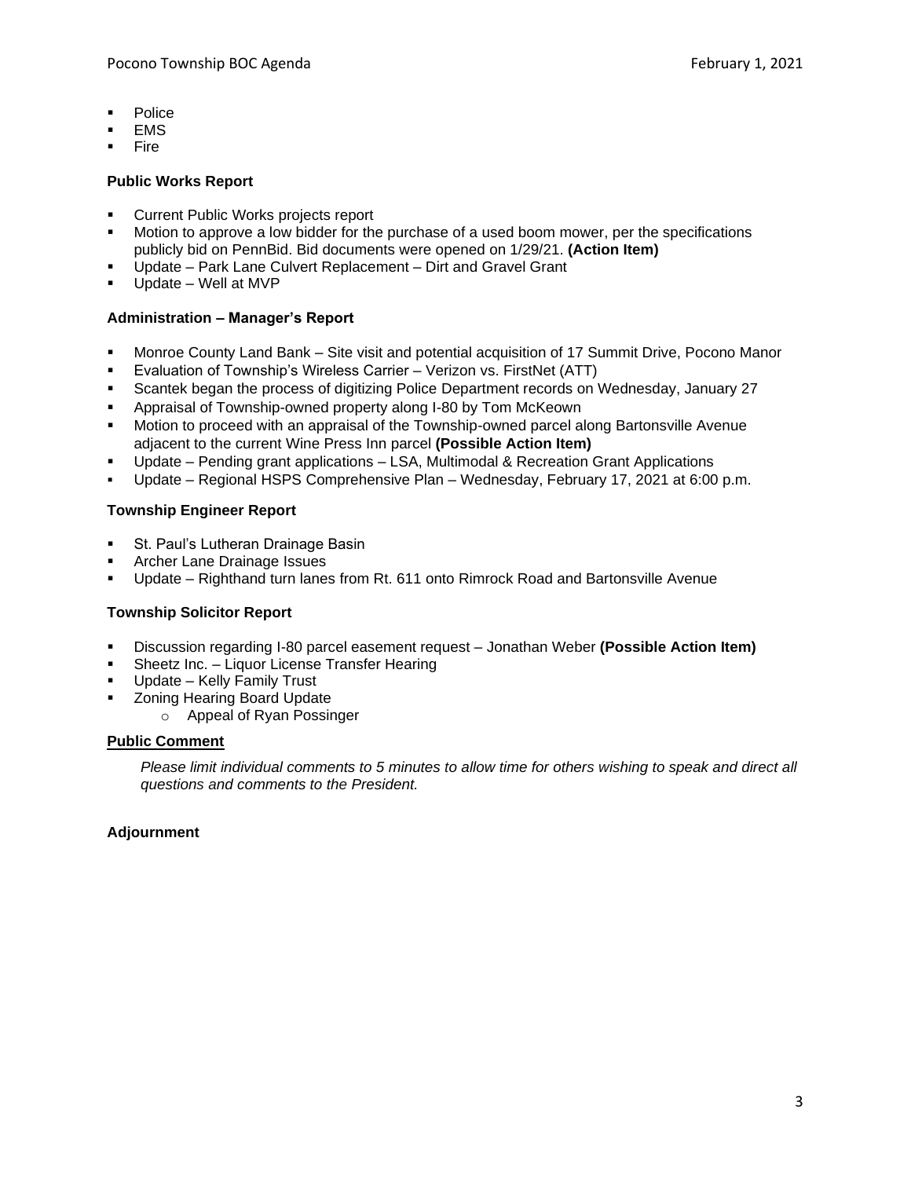- Police
- EMS
- Fire

**Public Works Report**

- Current Public Works projects report
- Motion to approve a low bidder for the purchase of a used boom mower, per the specifications publicly bid on PennBid. Bid documents were opened on 1/29/21. **(Action Item)**
- Update – Park Lane Culvert Replacement – Dirt and Gravel Grant
- Update – Well at MVP

**Administration – Manager's Report**

- Monroe County Land Bank – Site visit and potential acquisition of 17 Summit Drive, Pocono Manor
- Evaluation of Township's Wireless Carrier – Verizon vs. FirstNet (ATT)
- Scantek began the process of digitizing Police Department records on Wednesday, January 27
- Appraisal of Township-owned property along I-80 by Tom McKeown
- Motion to proceed with an appraisal of the Township-owned parcel along Bartonsville Avenue adjacent to the current Wine Press Inn parcel **(Possible Action Item)**
- Update – Pending grant applications – LSA, Multimodal & Recreation Grant Applications
- Update – Regional HSPS Comprehensive Plan – Wednesday, February 17, 2021 at 6:00 p.m.

**Township Engineer Report**

- St. Paul's Lutheran Drainage Basin
- Archer Lane Drainage Issues
- Update – Righthand turn lanes from Rt. 611 onto Rimrock Road and Bartonsville Avenue

**Township Solicitor Report**

- Discussion regarding I-80 parcel easement request – Jonathan Weber **(Possible Action Item)**
- Sheetz Inc. – Liquor License Transfer Hearing
- Update – Kelly Family Trust
- Zoning Hearing Board Update
    - Appeal of Ryan Possinger

**Public Comment**

*Please limit individual comments to 5 minutes to allow time for others wishing to speak and direct all questions and comments to the President.*

**Adjournment**